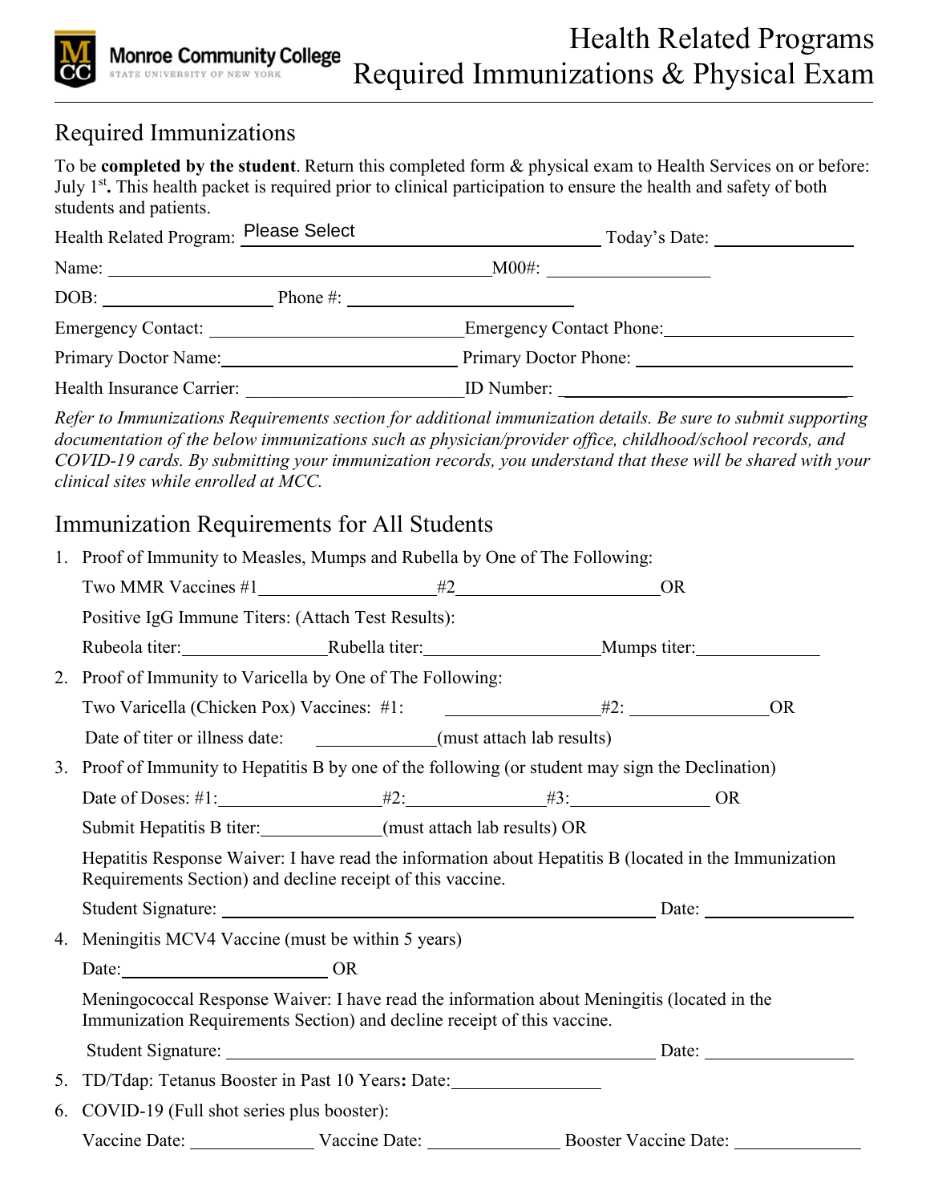# Health Related Programs
# Required Immunizations & Physical Exam

Monroe Community College
STATE UNIVERSITY OF NEW YORK

## Required Immunizations

To be **completed by the student**. Return this completed form & physical exam to Health Services on or before: July 1st**.** This health packet is required prior to clinical participation to ensure the health and safety of both students and patients.

Health Related Program: Please Select ______________________ Today's Date: ______________

Name: ________________________________________ M00#: __________________

DOB: __________________ Phone #: ________________________

Emergency Contact: ___________________________ Emergency Contact Phone: ____________________

Primary Doctor Name: __________________________ Primary Doctor Phone: ______________________

Health Insurance Carrier: ______________________ ID Number: _______________________________

*Refer to Immunizations Requirements section for additional immunization details. Be sure to submit supporting documentation of the below immunizations such as physician/provider office, childhood/school records, and COVID-19 cards. By submitting your immunization records, you understand that these will be shared with your clinical sites while enrolled at MCC.*

## Immunization Requirements for All Students

1. Proof of Immunity to Measles, Mumps and Rubella by One of The Following:

   Two MMR Vaccines #1__________________ #2____________________ OR

   Positive IgG Immune Titers: (Attach Test Results):

   Rubeola titer:_______________ Rubella titer:__________________ Mumps titer:_____________

2. Proof of Immunity to Varicella by One of The Following:

   Two Varicella (Chicken Pox) Vaccines: #1: ________________ #2: _______________ OR

   Date of titer or illness date: _____________ (must attach lab results)

3. Proof of Immunity to Hepatitis B by one of the following (or student may sign the Declination)

   Date of Doses: #1:________________ #2:______________ #3:_______________ OR

   Submit Hepatitis B titer:_____________ (must attach lab results) OR

   Hepatitis Response Waiver: I have read the information about Hepatitis B (located in the Immunization Requirements Section) and decline receipt of this vaccine.

   Student Signature: ______________________________________________ Date: ______________

4. Meningitis MCV4 Vaccine (must be within 5 years)

   Date:______________________ OR

   Meningococcal Response Waiver: I have read the information about Meningitis (located in the Immunization Requirements Section) and decline receipt of this vaccine.

   Student Signature: ______________________________________________ Date: ______________

5. TD/Tdap: Tetanus Booster in Past 10 Years**:** Date:________________

6. COVID-19 (Full shot series plus booster):

   Vaccine Date: _____________ Vaccine Date: _______________ Booster Vaccine Date: ______________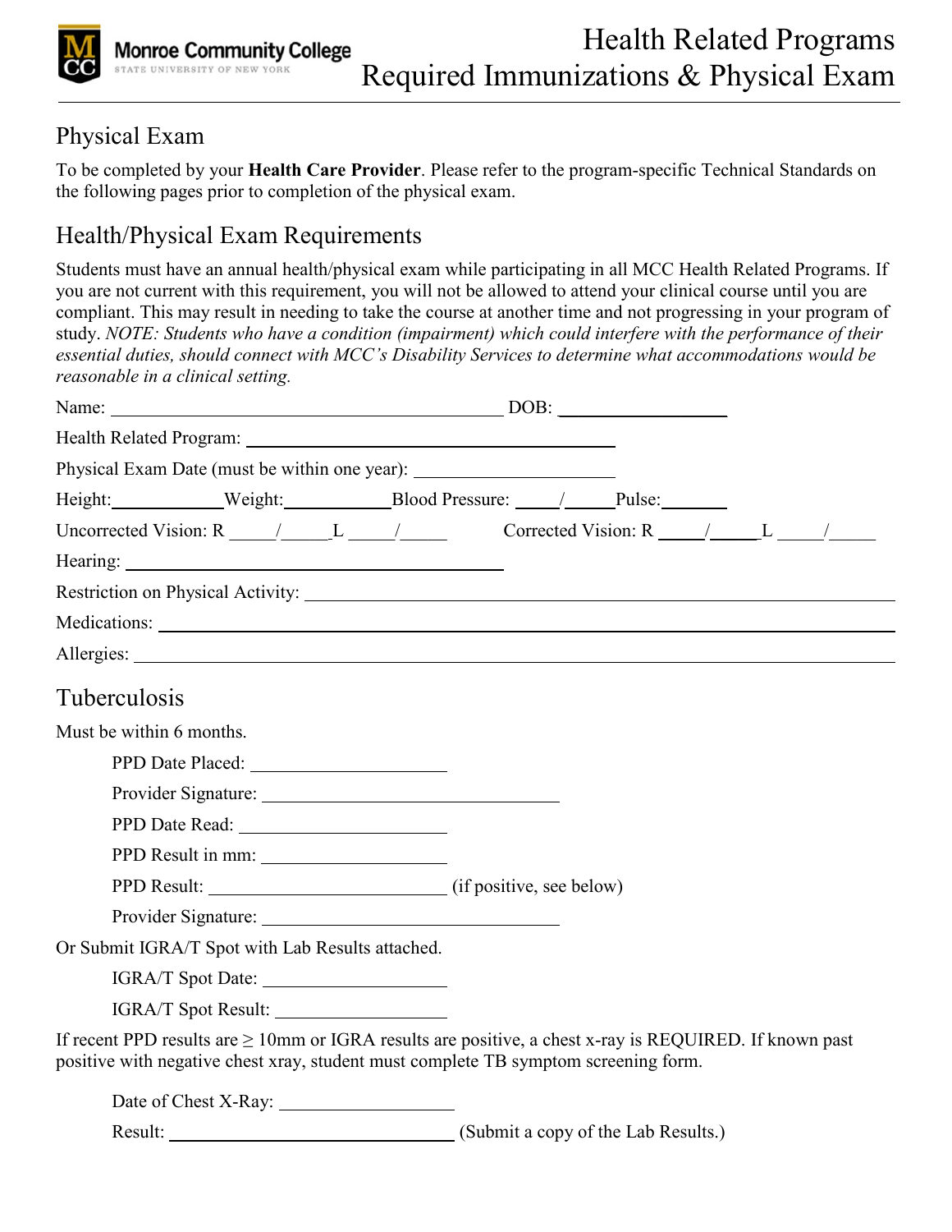# Health Related Programs Required Immunizations & Physical Exam

## Physical Exam

To be completed by your **Health Care Provider**. Please refer to the program-specific Technical Standards on the following pages prior to completion of the physical exam.

## Health/Physical Exam Requirements

Students must have an annual health/physical exam while participating in all MCC Health Related Programs. If you are not current with this requirement, you will not be allowed to attend your clinical course until you are compliant. This may result in needing to take the course at another time and not progressing in your program of study. *NOTE: Students who have a condition (impairment) which could interfere with the performance of their essential duties, should connect with MCC's Disability Services to determine what accommodations would be reasonable in a clinical setting.*

Name: ______________________________ DOB: ______________

Health Related Program: ______________________________

Physical Exam Date (must be within one year): ______________

Height: ________ Weight: ________ Blood Pressure: ____/____ Pulse: ______

Uncorrected Vision: R ____/____ L ____/____ Corrected Vision: R ____/____ L ____/____

Hearing: ______________________________

Restriction on Physical Activity: ______________________________

Medications: ______________________________

Allergies: ______________________________

## Tuberculosis

Must be within 6 months.

PPD Date Placed: ______________

Provider Signature: ______________________

PPD Date Read: ______________

PPD Result in mm: ______________

PPD Result: __________________ (if positive, see below)

Provider Signature: ______________________

Or Submit IGRA/T Spot with Lab Results attached.

IGRA/T Spot Date: ______________

IGRA/T Spot Result: ______________

If recent PPD results are ≥ 10mm or IGRA results are positive, a chest x-ray is REQUIRED. If known past positive with negative chest xray, student must complete TB symptom screening form.

Date of Chest X-Ray: ______________

Result: ______________________ (Submit a copy of the Lab Results.)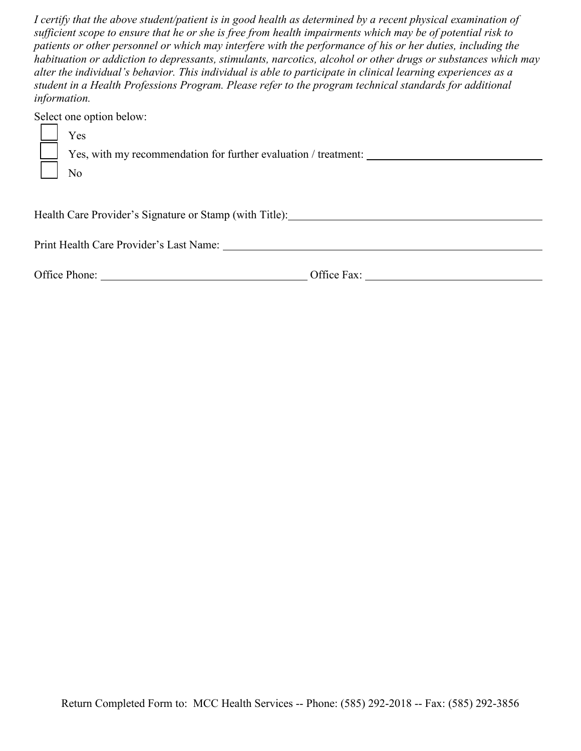*I certify that the above student/patient is in good health as determined by a recent physical examination of sufficient scope to ensure that he or she is free from health impairments which may be of potential risk to patients or other personnel or which may interfere with the performance of his or her duties, including the habituation or addiction to depressants, stimulants, narcotics, alcohol or other drugs or substances which may alter the individual's behavior. This individual is able to participate in clinical learning experiences as a student in a Health Professions Program. Please refer to the program technical standards for additional information.*

Select one option below:

- ☐ Yes
- ☐ Yes, with my recommendation for further evaluation / treatment: ______________________________
- ☐ No

Health Care Provider's Signature or Stamp (with Title): ______________________________

Print Health Care Provider's Last Name: ______________________________

Office Phone: ______________________________ Office Fax: ______________________________

Return Completed Form to: MCC Health Services -- Phone: (585) 292-2018 -- Fax: (585) 292-3856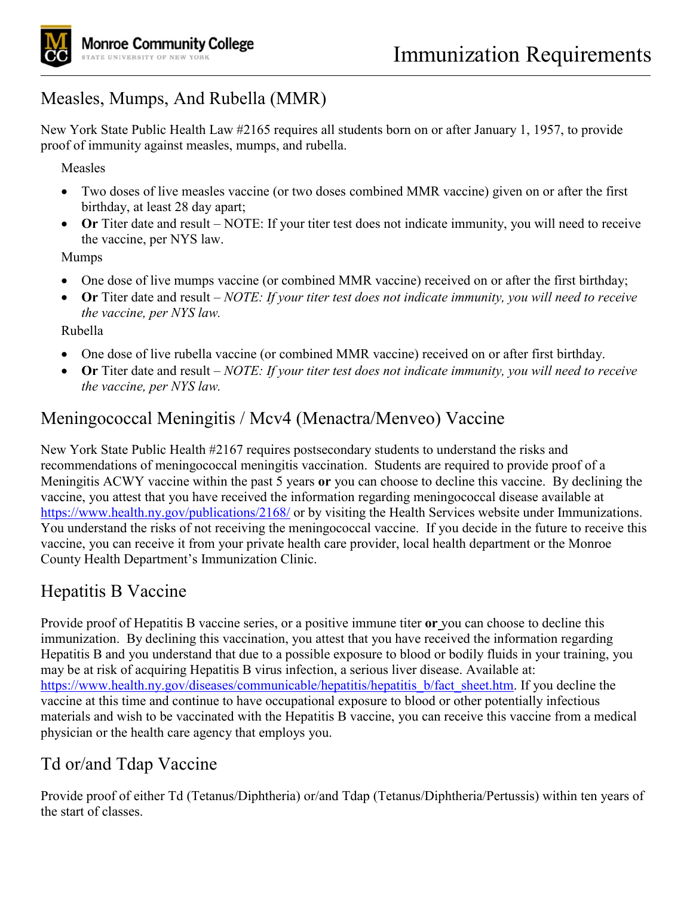# Immunization Requirements

## Measles, Mumps, And Rubella (MMR)

New York State Public Health Law #2165 requires all students born on or after January 1, 1957, to provide proof of immunity against measles, mumps, and rubella.

Measles

- Two doses of live measles vaccine (or two doses combined MMR vaccine) given on or after the first birthday, at least 28 day apart;
- **Or** Titer date and result – NOTE: If your titer test does not indicate immunity, you will need to receive the vaccine, per NYS law.

Mumps

- One dose of live mumps vaccine (or combined MMR vaccine) received on or after the first birthday;
- **Or** Titer date and result – *NOTE: If your titer test does not indicate immunity, you will need to receive the vaccine, per NYS law.*

Rubella

- One dose of live rubella vaccine (or combined MMR vaccine) received on or after first birthday.
- **Or** Titer date and result – *NOTE: If your titer test does not indicate immunity, you will need to receive the vaccine, per NYS law.*

## Meningococcal Meningitis / Mcv4 (Menactra/Menveo) Vaccine

New York State Public Health #2167 requires postsecondary students to understand the risks and recommendations of meningococcal meningitis vaccination. Students are required to provide proof of a Meningitis ACWY vaccine within the past 5 years **or** you can choose to decline this vaccine. By declining the vaccine, you attest that you have received the information regarding meningococcal disease available at https://www.health.ny.gov/publications/2168/ or by visiting the Health Services website under Immunizations. You understand the risks of not receiving the meningococcal vaccine. If you decide in the future to receive this vaccine, you can receive it from your private health care provider, local health department or the Monroe County Health Department's Immunization Clinic.

## Hepatitis B Vaccine

Provide proof of Hepatitis B vaccine series, or a positive immune titer **or** you can choose to decline this immunization. By declining this vaccination, you attest that you have received the information regarding Hepatitis B and you understand that due to a possible exposure to blood or bodily fluids in your training, you may be at risk of acquiring Hepatitis B virus infection, a serious liver disease. Available at: https://www.health.ny.gov/diseases/communicable/hepatitis/hepatitis_b/fact_sheet.htm. If you decline the vaccine at this time and continue to have occupational exposure to blood or other potentially infectious materials and wish to be vaccinated with the Hepatitis B vaccine, you can receive this vaccine from a medical physician or the health care agency that employs you.

## Td or/and Tdap Vaccine

Provide proof of either Td (Tetanus/Diphtheria) or/and Tdap (Tetanus/Diphtheria/Pertussis) within ten years of the start of classes.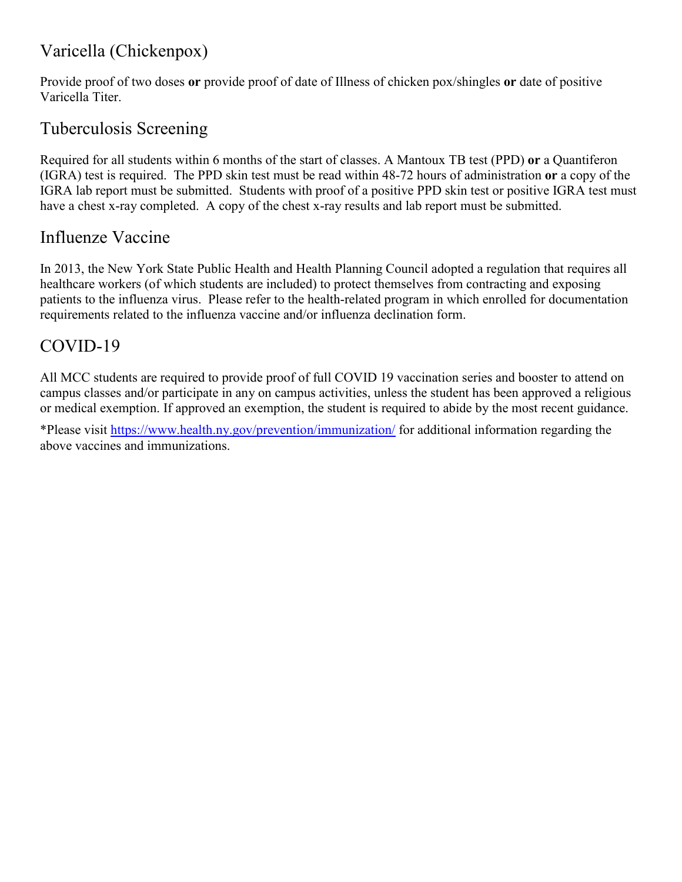## Varicella (Chickenpox)

Provide proof of two doses **or** provide proof of date of Illness of chicken pox/shingles **or** date of positive Varicella Titer.

## Tuberculosis Screening

Required for all students within 6 months of the start of classes. A Mantoux TB test (PPD) **or** a Quantiferon (IGRA) test is required. The PPD skin test must be read within 48-72 hours of administration **or** a copy of the IGRA lab report must be submitted. Students with proof of a positive PPD skin test or positive IGRA test must have a chest x-ray completed. A copy of the chest x-ray results and lab report must be submitted.

## Influenze Vaccine

In 2013, the New York State Public Health and Health Planning Council adopted a regulation that requires all healthcare workers (of which students are included) to protect themselves from contracting and exposing patients to the influenza virus. Please refer to the health-related program in which enrolled for documentation requirements related to the influenza vaccine and/or influenza declination form.

## COVID-19

All MCC students are required to provide proof of full COVID 19 vaccination series and booster to attend on campus classes and/or participate in any on campus activities, unless the student has been approved a religious or medical exemption. If approved an exemption, the student is required to abide by the most recent guidance.

*Please visit [https://www.health.ny.gov/prevention/immunization/](https://www.health.ny.gov/prevention/immunization/) for additional information regarding the above vaccines and immunizations.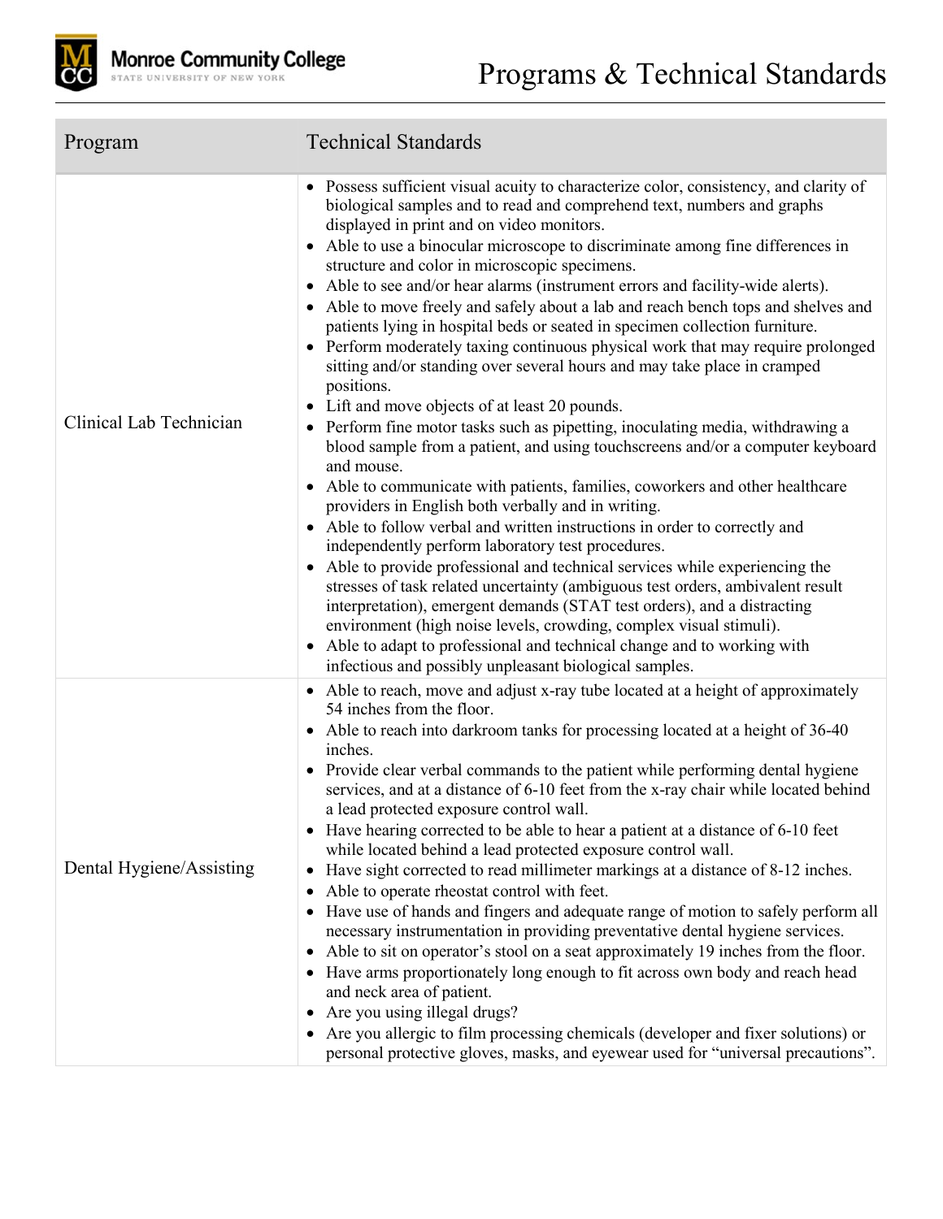| Program | Technical Standards |
| --- | --- |
| Clinical Lab Technician | • Possess sufficient visual acuity to characterize color, consistency, and clarity of biological samples and to read and comprehend text, numbers and graphs displayed in print and on video monitors.<br>• Able to use a binocular microscope to discriminate among fine differences in structure and color in microscopic specimens.<br>• Able to see and/or hear alarms (instrument errors and facility-wide alerts).<br>• Able to move freely and safely about a lab and reach bench tops and shelves and patients lying in hospital beds or seated in specimen collection furniture.<br>• Perform moderately taxing continuous physical work that may require prolonged sitting and/or standing over several hours and may take place in cramped positions.<br>• Lift and move objects of at least 20 pounds.<br>• Perform fine motor tasks such as pipetting, inoculating media, withdrawing a blood sample from a patient, and using touchscreens and/or a computer keyboard and mouse.<br>• Able to communicate with patients, families, coworkers and other healthcare providers in English both verbally and in writing.<br>• Able to follow verbal and written instructions in order to correctly and independently perform laboratory test procedures.<br>• Able to provide professional and technical services while experiencing the stresses of task related uncertainty (ambiguous test orders, ambivalent result interpretation), emergent demands (STAT test orders), and a distracting environment (high noise levels, crowding, complex visual stimuli).<br>• Able to adapt to professional and technical change and to working with infectious and possibly unpleasant biological samples. |
| Dental Hygiene/Assisting | • Able to reach, move and adjust x-ray tube located at a height of approximately 54 inches from the floor.<br>• Able to reach into darkroom tanks for processing located at a height of 36-40 inches.<br>• Provide clear verbal commands to the patient while performing dental hygiene services, and at a distance of 6-10 feet from the x-ray chair while located behind a lead protected exposure control wall.<br>• Have hearing corrected to be able to hear a patient at a distance of 6-10 feet while located behind a lead protected exposure control wall.<br>• Have sight corrected to read millimeter markings at a distance of 8-12 inches.<br>• Able to operate rheostat control with feet.<br>• Have use of hands and fingers and adequate range of motion to safely perform all necessary instrumentation in providing preventative dental hygiene services.<br>• Able to sit on operator's stool on a seat approximately 19 inches from the floor.<br>• Have arms proportionately long enough to fit across own body and reach head and neck area of patient.<br>• Are you using illegal drugs?<br>• Are you allergic to film processing chemicals (developer and fixer solutions) or personal protective gloves, masks, and eyewear used for "universal precautions". |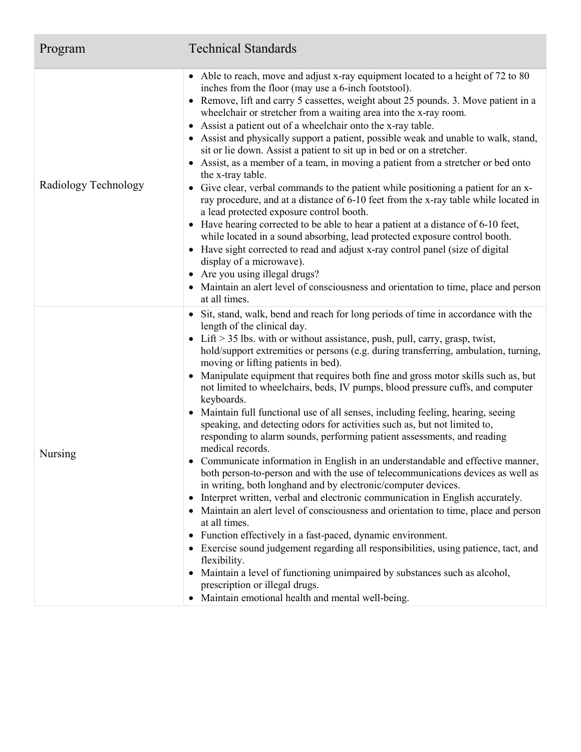| Program | Technical Standards |
| --- | --- |
| Radiology Technology | • Able to reach, move and adjust x-ray equipment located to a height of 72 to 80 inches from the floor (may use a 6-inch footstool).<br>• Remove, lift and carry 5 cassettes, weight about 25 pounds. 3. Move patient in a wheelchair or stretcher from a waiting area into the x-ray room.<br>• Assist a patient out of a wheelchair onto the x-ray table.<br>• Assist and physically support a patient, possible weak and unable to walk, stand, sit or lie down. Assist a patient to sit up in bed or on a stretcher.<br>• Assist, as a member of a team, in moving a patient from a stretcher or bed onto the x-tray table.<br>• Give clear, verbal commands to the patient while positioning a patient for an x-ray procedure, and at a distance of 6-10 feet from the x-ray table while located in a lead protected exposure control booth.<br>• Have hearing corrected to be able to hear a patient at a distance of 6-10 feet, while located in a sound absorbing, lead protected exposure control booth.<br>• Have sight corrected to read and adjust x-ray control panel (size of digital display of a microwave).<br>• Are you using illegal drugs?<br>• Maintain an alert level of consciousness and orientation to time, place and person at all times. |
| Nursing | • Sit, stand, walk, bend and reach for long periods of time in accordance with the length of the clinical day.<br>• Lift > 35 lbs. with or without assistance, push, pull, carry, grasp, twist, hold/support extremities or persons (e.g. during transferring, ambulation, turning, moving or lifting patients in bed).<br>• Manipulate equipment that requires both fine and gross motor skills such as, but not limited to wheelchairs, beds, IV pumps, blood pressure cuffs, and computer keyboards.<br>• Maintain full functional use of all senses, including feeling, hearing, seeing speaking, and detecting odors for activities such as, but not limited to, responding to alarm sounds, performing patient assessments, and reading medical records.<br>• Communicate information in English in an understandable and effective manner, both person-to-person and with the use of telecommunications devices as well as in writing, both longhand and by electronic/computer devices.<br>• Interpret written, verbal and electronic communication in English accurately.<br>• Maintain an alert level of consciousness and orientation to time, place and person at all times.<br>• Function effectively in a fast-paced, dynamic environment.<br>• Exercise sound judgement regarding all responsibilities, using patience, tact, and flexibility.<br>• Maintain a level of functioning unimpaired by substances such as alcohol, prescription or illegal drugs.<br>• Maintain emotional health and mental well-being. |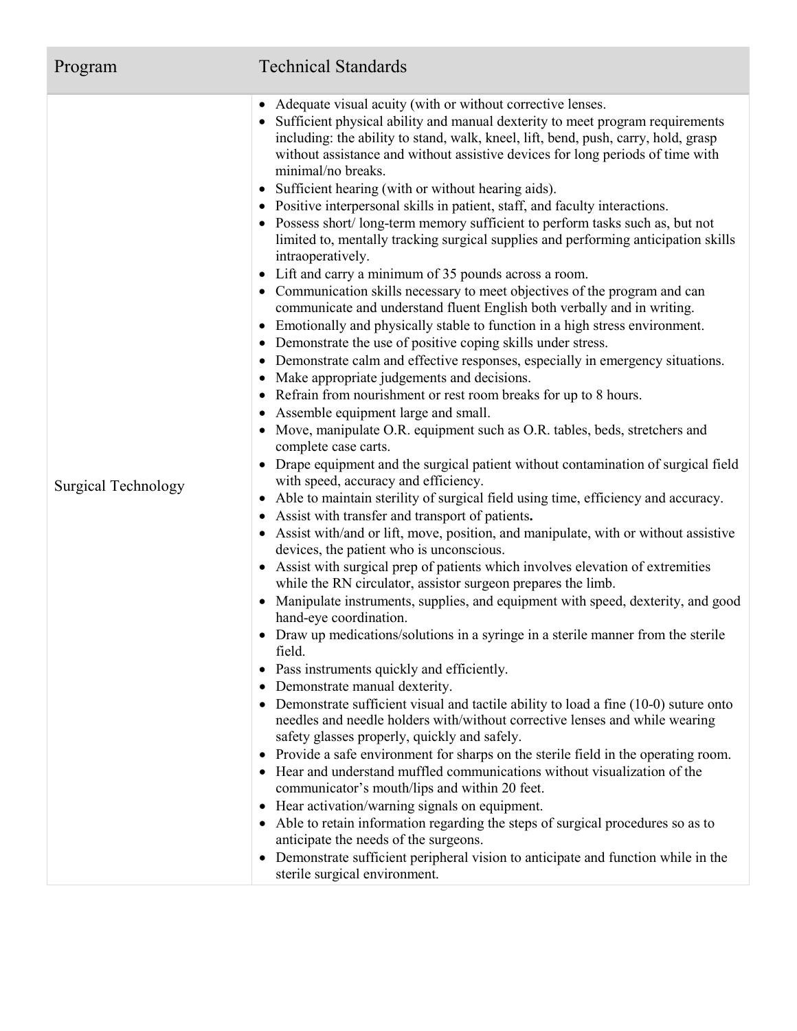| Program | Technical Standards |
| --- | --- |
| Surgical Technology | • Adequate visual acuity (with or without corrective lenses.<br>• Sufficient physical ability and manual dexterity to meet program requirements including: the ability to stand, walk, kneel, lift, bend, push, carry, hold, grasp without assistance and without assistive devices for long periods of time with minimal/no breaks.<br>• Sufficient hearing (with or without hearing aids).<br>• Positive interpersonal skills in patient, staff, and faculty interactions.<br>• Possess short/ long-term memory sufficient to perform tasks such as, but not limited to, mentally tracking surgical supplies and performing anticipation skills intraoperatively.<br>• Lift and carry a minimum of 35 pounds across a room.<br>• Communication skills necessary to meet objectives of the program and can communicate and understand fluent English both verbally and in writing.<br>• Emotionally and physically stable to function in a high stress environment.<br>• Demonstrate the use of positive coping skills under stress.<br>• Demonstrate calm and effective responses, especially in emergency situations.<br>• Make appropriate judgements and decisions.<br>• Refrain from nourishment or rest room breaks for up to 8 hours.<br>• Assemble equipment large and small.<br>• Move, manipulate O.R. equipment such as O.R. tables, beds, stretchers and complete case carts.<br>• Drape equipment and the surgical patient without contamination of surgical field with speed, accuracy and efficiency.<br>• Able to maintain sterility of surgical field using time, efficiency and accuracy.<br>• Assist with transfer and transport of patients**.**<br>• Assist with/and or lift, move, position, and manipulate, with or without assistive devices, the patient who is unconscious.<br>• Assist with surgical prep of patients which involves elevation of extremities while the RN circulator, assistor surgeon prepares the limb.<br>• Manipulate instruments, supplies, and equipment with speed, dexterity, and good hand-eye coordination.<br>• Draw up medications/solutions in a syringe in a sterile manner from the sterile field.<br>• Pass instruments quickly and efficiently.<br>• Demonstrate manual dexterity.<br>• Demonstrate sufficient visual and tactile ability to load a fine (10-0) suture onto needles and needle holders with/without corrective lenses and while wearing safety glasses properly, quickly and safely.<br>• Provide a safe environment for sharps on the sterile field in the operating room.<br>• Hear and understand muffled communications without visualization of the communicator's mouth/lips and within 20 feet.<br>• Hear activation/warning signals on equipment.<br>• Able to retain information regarding the steps of surgical procedures so as to anticipate the needs of the surgeons.<br>• Demonstrate sufficient peripheral vision to anticipate and function while in the sterile surgical environment. |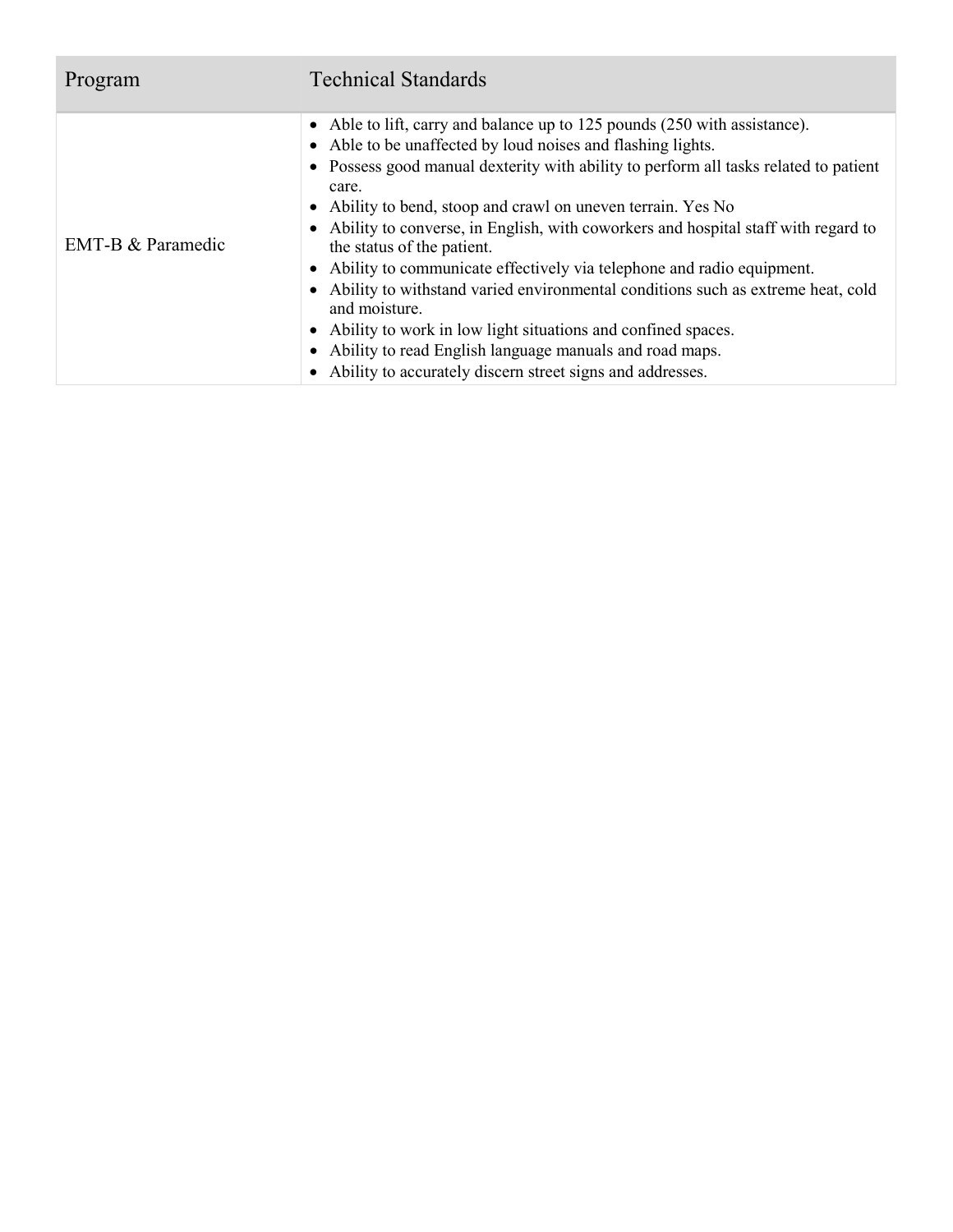| Program | Technical Standards |
| --- | --- |
| EMT-B & Paramedic | • Able to lift, carry and balance up to 125 pounds (250 with assistance).<br>• Able to be unaffected by loud noises and flashing lights.<br>• Possess good manual dexterity with ability to perform all tasks related to patient care.<br>• Ability to bend, stoop and crawl on uneven terrain. Yes No<br>• Ability to converse, in English, with coworkers and hospital staff with regard to the status of the patient.<br>• Ability to communicate effectively via telephone and radio equipment.<br>• Ability to withstand varied environmental conditions such as extreme heat, cold and moisture.<br>• Ability to work in low light situations and confined spaces.<br>• Ability to read English language manuals and road maps.<br>• Ability to accurately discern street signs and addresses. |